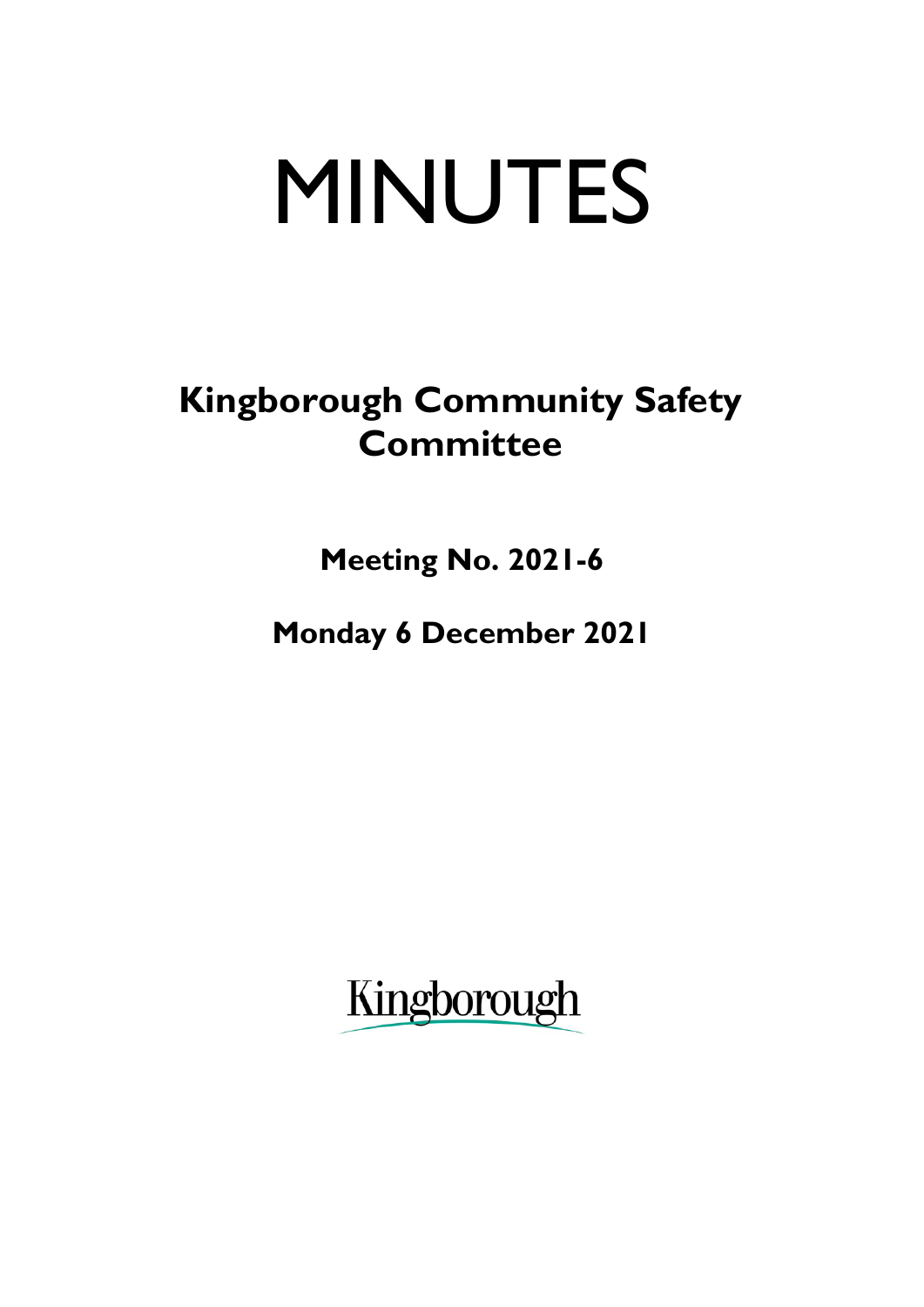# MINUTES

## Kingborough Community Safety Committee

**Meeting No. 2021-6**

**Monday 6 December 2021**

Kingborough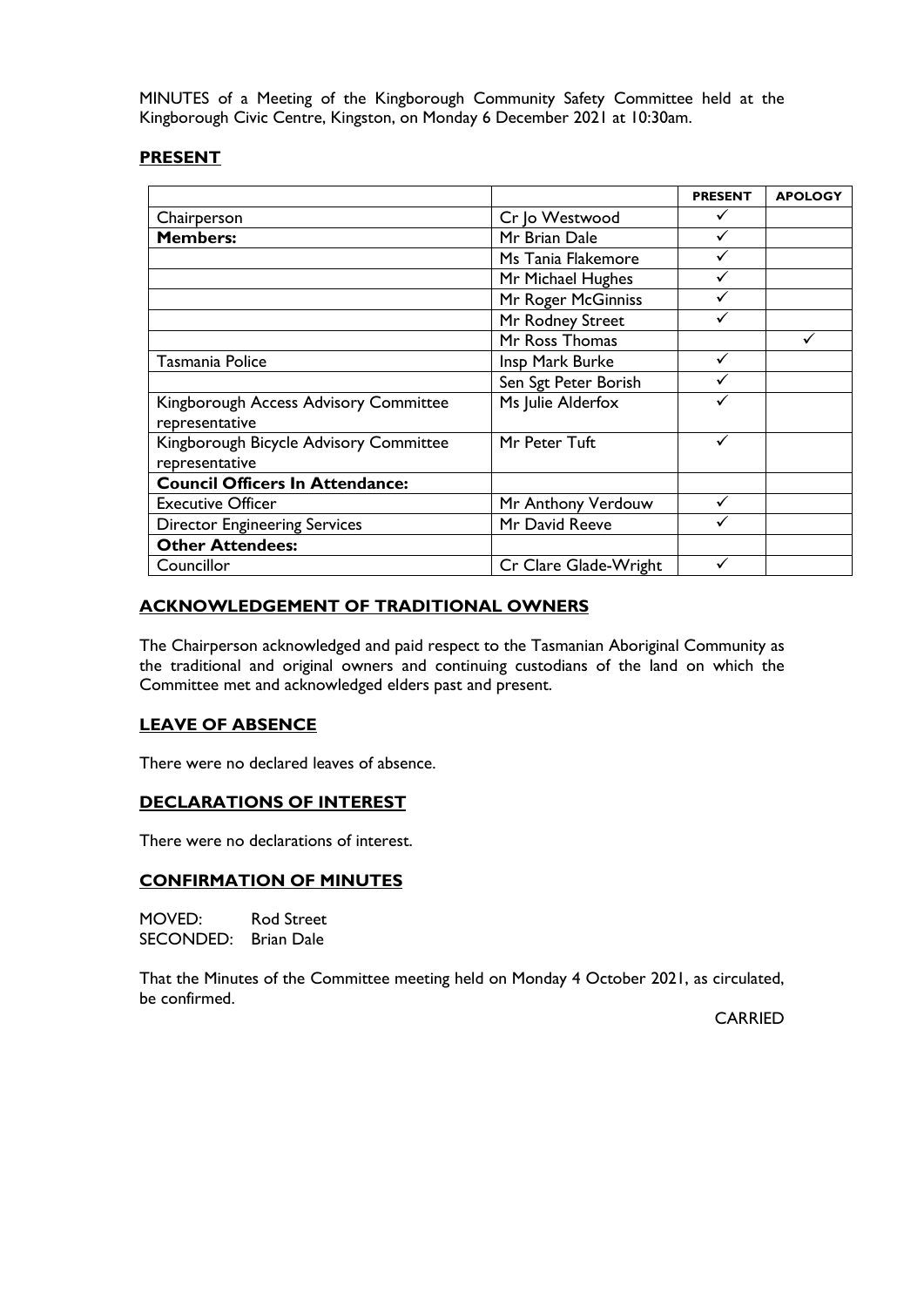MINUTES of a Meeting of the Kingborough Community Safety Committee held at the Kingborough Civic Centre, Kingston, on Monday 6 December 2021 at 10:30am.

## PRESENT

| | | PRESENT | APOLOGY |
|---|---|---|---|
| Chairperson | Cr Jo Westwood | ✓ | |
| **Members:** | Mr Brian Dale | ✓ | |
| | Ms Tania Flakemore | ✓ | |
| | Mr Michael Hughes | ✓ | |
| | Mr Roger McGinniss | ✓ | |
| | Mr Rodney Street | ✓ | |
| | Mr Ross Thomas | | ✓ |
| Tasmania Police | Insp Mark Burke | ✓ | |
| | Sen Sgt Peter Borish | ✓ | |
| Kingborough Access Advisory Committee representative | Ms Julie Alderfox | ✓ | |
| Kingborough Bicycle Advisory Committee representative | Mr Peter Tuft | ✓ | |
| **Council Officers In Attendance:** | | | |
| Executive Officer | Mr Anthony Verdouw | ✓ | |
| Director Engineering Services | Mr David Reeve | ✓ | |
| **Other Attendees:** | | | |
| Councillor | Cr Clare Glade-Wright | ✓ | |

## ACKNOWLEDGEMENT OF TRADITIONAL OWNERS

The Chairperson acknowledged and paid respect to the Tasmanian Aboriginal Community as the traditional and original owners and continuing custodians of the land on which the Committee met and acknowledged elders past and present.

## LEAVE OF ABSENCE

There were no declared leaves of absence.

## DECLARATIONS OF INTEREST

There were no declarations of interest.

## CONFIRMATION OF MINUTES

MOVED: Rod Street
SECONDED: Brian Dale

That the Minutes of the Committee meeting held on Monday 4 October 2021, as circulated, be confirmed.

CARRIED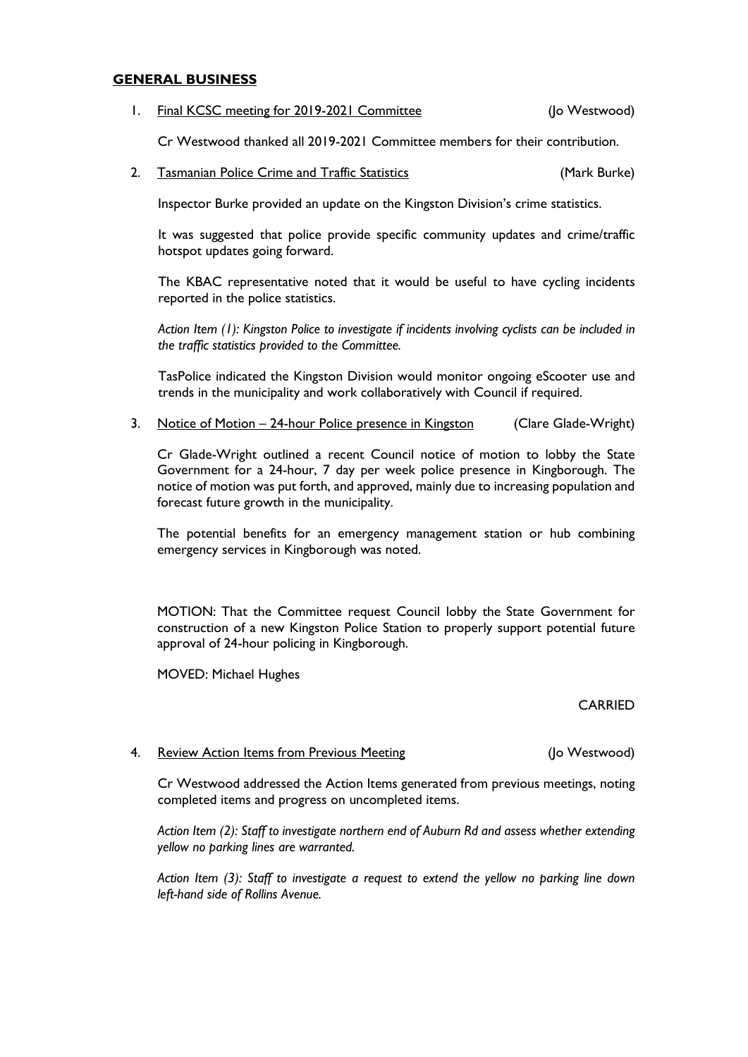## GENERAL BUSINESS

1. Final KCSC meeting for 2019-2021 Committee (Jo Westwood)

   Cr Westwood thanked all 2019-2021 Committee members for their contribution.

2. Tasmanian Police Crime and Traffic Statistics (Mark Burke)

   Inspector Burke provided an update on the Kingston Division's crime statistics.

   It was suggested that police provide specific community updates and crime/traffic hotspot updates going forward.

   The KBAC representative noted that it would be useful to have cycling incidents reported in the police statistics.

   *Action Item (1): Kingston Police to investigate if incidents involving cyclists can be included in the traffic statistics provided to the Committee.*

   TasPolice indicated the Kingston Division would monitor ongoing eScooter use and trends in the municipality and work collaboratively with Council if required.

3. Notice of Motion – 24-hour Police presence in Kingston (Clare Glade-Wright)

   Cr Glade-Wright outlined a recent Council notice of motion to lobby the State Government for a 24-hour, 7 day per week police presence in Kingborough. The notice of motion was put forth, and approved, mainly due to increasing population and forecast future growth in the municipality.

   The potential benefits for an emergency management station or hub combining emergency services in Kingborough was noted.

   MOTION: That the Committee request Council lobby the State Government for construction of a new Kingston Police Station to properly support potential future approval of 24-hour policing in Kingborough.

   MOVED: Michael Hughes

   CARRIED

4. Review Action Items from Previous Meeting (Jo Westwood)

   Cr Westwood addressed the Action Items generated from previous meetings, noting completed items and progress on uncompleted items.

   *Action Item (2): Staff to investigate northern end of Auburn Rd and assess whether extending yellow no parking lines are warranted.*

   *Action Item (3): Staff to investigate a request to extend the yellow no parking line down left-hand side of Rollins Avenue.*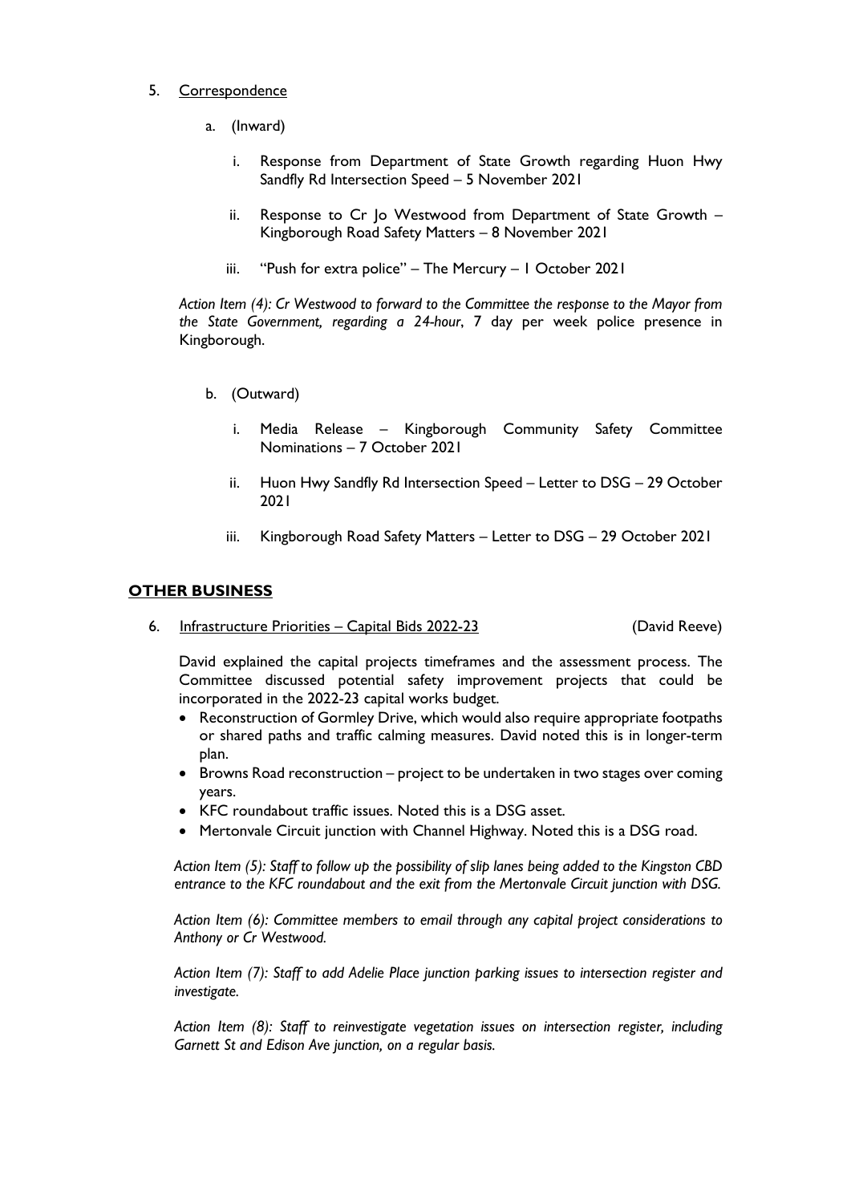5. Correspondence

   a. (Inward)

      i. Response from Department of State Growth regarding Huon Hwy Sandfly Rd Intersection Speed – 5 November 2021

      ii. Response to Cr Jo Westwood from Department of State Growth – Kingborough Road Safety Matters – 8 November 2021

      iii. "Push for extra police" – The Mercury – 1 October 2021

   *Action Item (4): Cr Westwood to forward to the Committee the response to the Mayor from the State Government, regarding a 24-hour*, 7 day per week police presence in Kingborough.

   b. (Outward)

      i. Media Release – Kingborough Community Safety Committee Nominations – 7 October 2021

      ii. Huon Hwy Sandfly Rd Intersection Speed – Letter to DSG – 29 October 2021

      iii. Kingborough Road Safety Matters – Letter to DSG – 29 October 2021

## **OTHER BUSINESS**

6. Infrastructure Priorities – Capital Bids 2022-23 (David Reeve)

   David explained the capital projects timeframes and the assessment process. The Committee discussed potential safety improvement projects that could be incorporated in the 2022-23 capital works budget.

   - Reconstruction of Gormley Drive, which would also require appropriate footpaths or shared paths and traffic calming measures. David noted this is in longer-term plan.
   - Browns Road reconstruction – project to be undertaken in two stages over coming years.
   - KFC roundabout traffic issues. Noted this is a DSG asset.
   - Mertonvale Circuit junction with Channel Highway. Noted this is a DSG road.

   *Action Item (5): Staff to follow up the possibility of slip lanes being added to the Kingston CBD entrance to the KFC roundabout and the exit from the Mertonvale Circuit junction with DSG.*

   *Action Item (6): Committee members to email through any capital project considerations to Anthony or Cr Westwood.*

   *Action Item (7): Staff to add Adelie Place junction parking issues to intersection register and investigate.*

   *Action Item (8): Staff to reinvestigate vegetation issues on intersection register, including Garnett St and Edison Ave junction, on a regular basis.*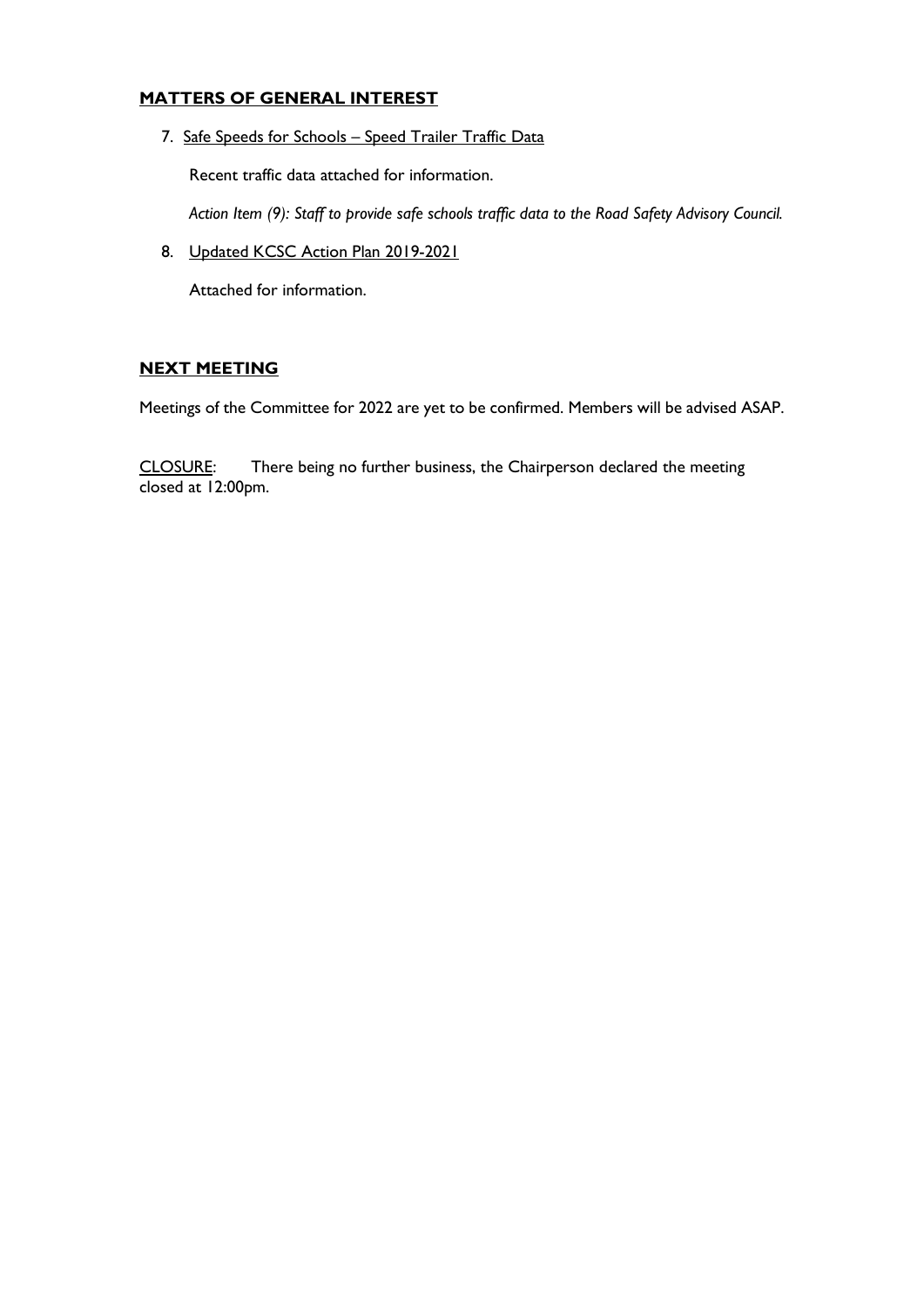## MATTERS OF GENERAL INTEREST

7. Safe Speeds for Schools – Speed Trailer Traffic Data

   Recent traffic data attached for information.

   *Action Item (9): Staff to provide safe schools traffic data to the Road Safety Advisory Council.*

8. Updated KCSC Action Plan 2019-2021

   Attached for information.

## NEXT MEETING

Meetings of the Committee for 2022 are yet to be confirmed. Members will be advised ASAP.

CLOSURE: There being no further business, the Chairperson declared the meeting closed at 12:00pm.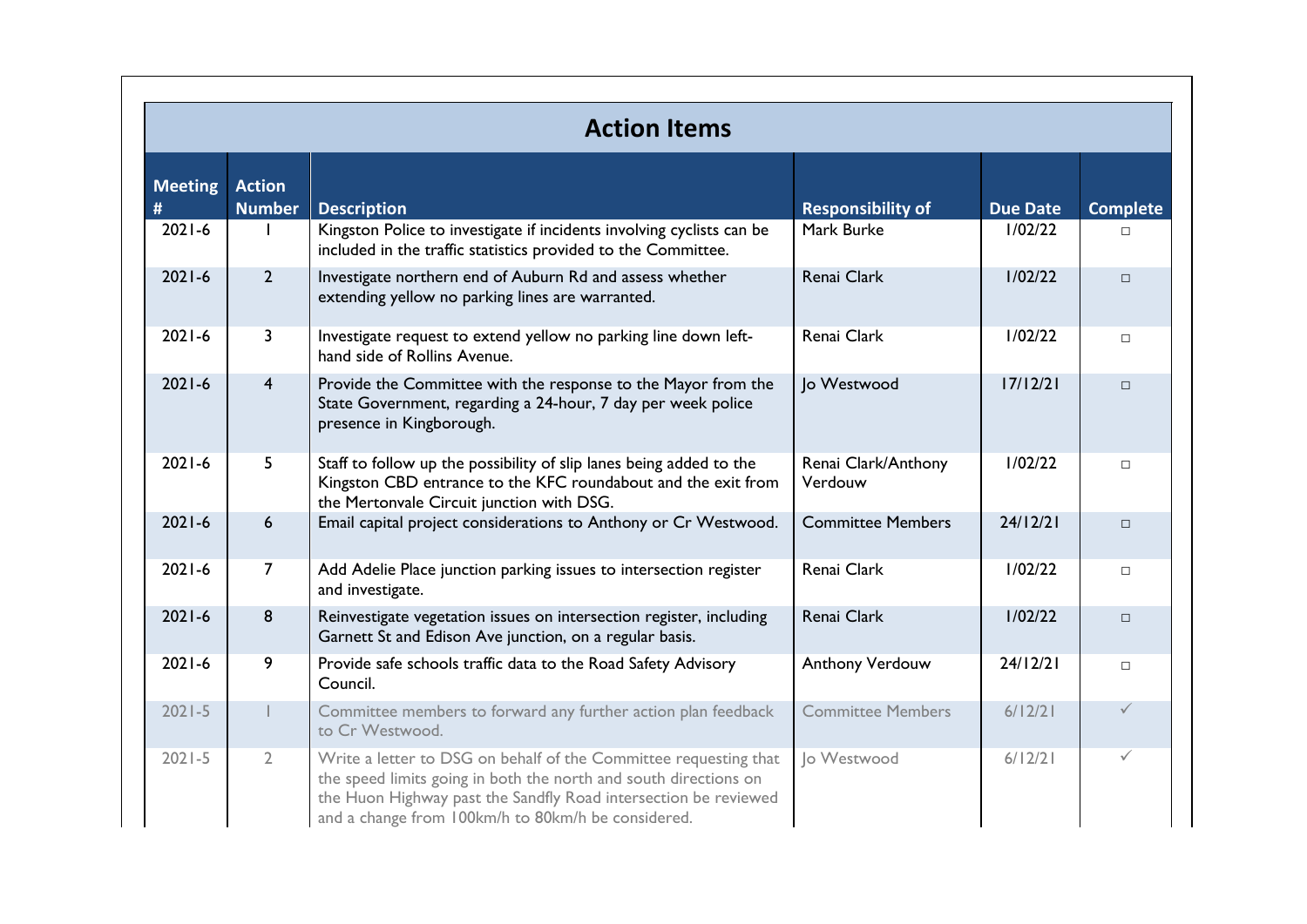## Action Items

| Meeting # | Action Number | Description | Responsibility of | Due Date | Complete |
|---|---|---|---|---|---|
| 2021-6 | 1 | Kingston Police to investigate if incidents involving cyclists can be included in the traffic statistics provided to the Committee. | Mark Burke | 1/02/22 | ☐ |
| 2021-6 | 2 | Investigate northern end of Auburn Rd and assess whether extending yellow no parking lines are warranted. | Renai Clark | 1/02/22 | ☐ |
| 2021-6 | 3 | Investigate request to extend yellow no parking line down left-hand side of Rollins Avenue. | Renai Clark | 1/02/22 | ☐ |
| 2021-6 | 4 | Provide the Committee with the response to the Mayor from the State Government, regarding a 24-hour, 7 day per week police presence in Kingborough. | Jo Westwood | 17/12/21 | ☐ |
| 2021-6 | 5 | Staff to follow up the possibility of slip lanes being added to the Kingston CBD entrance to the KFC roundabout and the exit from the Mertonvale Circuit junction with DSG. | Renai Clark/Anthony Verdouw | 1/02/22 | ☐ |
| 2021-6 | 6 | Email capital project considerations to Anthony or Cr Westwood. | Committee Members | 24/12/21 | ☐ |
| 2021-6 | 7 | Add Adelie Place junction parking issues to intersection register and investigate. | Renai Clark | 1/02/22 | ☐ |
| 2021-6 | 8 | Reinvestigate vegetation issues on intersection register, including Garnett St and Edison Ave junction, on a regular basis. | Renai Clark | 1/02/22 | ☐ |
| 2021-6 | 9 | Provide safe schools traffic data to the Road Safety Advisory Council. | Anthony Verdouw | 24/12/21 | ☐ |
| 2021-5 | 1 | Committee members to forward any further action plan feedback to Cr Westwood. | Committee Members | 6/12/21 | ✓ |
| 2021-5 | 2 | Write a letter to DSG on behalf of the Committee requesting that the speed limits going in both the north and south directions on the Huon Highway past the Sandfly Road intersection be reviewed and a change from 100km/h to 80km/h be considered. | Jo Westwood | 6/12/21 | ✓ |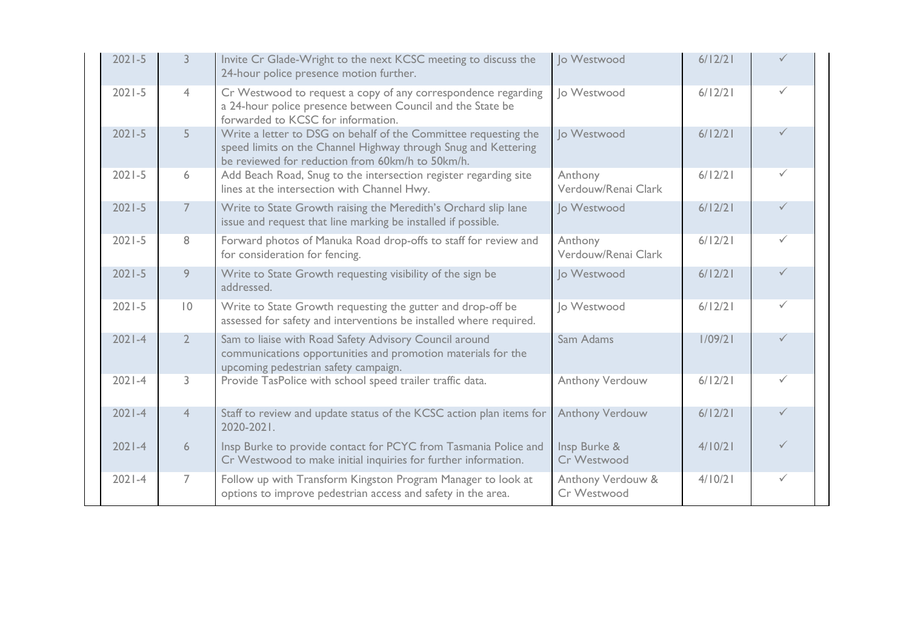| | | | | | |
|---|---|---|---|---|---|
| 2021-5 | 3 | Invite Cr Glade-Wright to the next KCSC meeting to discuss the 24-hour police presence motion further. | Jo Westwood | 6/12/21 | ✓ |
| 2021-5 | 4 | Cr Westwood to request a copy of any correspondence regarding a 24-hour police presence between Council and the State be forwarded to KCSC for information. | Jo Westwood | 6/12/21 | ✓ |
| 2021-5 | 5 | Write a letter to DSG on behalf of the Committee requesting the speed limits on the Channel Highway through Snug and Kettering be reviewed for reduction from 60km/h to 50km/h. | Jo Westwood | 6/12/21 | ✓ |
| 2021-5 | 6 | Add Beach Road, Snug to the intersection register regarding site lines at the intersection with Channel Hwy. | Anthony Verdouw/Renai Clark | 6/12/21 | ✓ |
| 2021-5 | 7 | Write to State Growth raising the Meredith's Orchard slip lane issue and request that line marking be installed if possible. | Jo Westwood | 6/12/21 | ✓ |
| 2021-5 | 8 | Forward photos of Manuka Road drop-offs to staff for review and for consideration for fencing. | Anthony Verdouw/Renai Clark | 6/12/21 | ✓ |
| 2021-5 | 9 | Write to State Growth requesting visibility of the sign be addressed. | Jo Westwood | 6/12/21 | ✓ |
| 2021-5 | 10 | Write to State Growth requesting the gutter and drop-off be assessed for safety and interventions be installed where required. | Jo Westwood | 6/12/21 | ✓ |
| 2021-4 | 2 | Sam to liaise with Road Safety Advisory Council around communications opportunities and promotion materials for the upcoming pedestrian safety campaign. | Sam Adams | 1/09/21 | ✓ |
| 2021-4 | 3 | Provide TasPolice with school speed trailer traffic data. | Anthony Verdouw | 6/12/21 | ✓ |
| 2021-4 | 4 | Staff to review and update status of the KCSC action plan items for 2020-2021. | Anthony Verdouw | 6/12/21 | ✓ |
| 2021-4 | 6 | Insp Burke to provide contact for PCYC from Tasmania Police and Cr Westwood to make initial inquiries for further information. | Insp Burke & Cr Westwood | 4/10/21 | ✓ |
| 2021-4 | 7 | Follow up with Transform Kingston Program Manager to look at options to improve pedestrian access and safety in the area. | Anthony Verdouw & Cr Westwood | 4/10/21 | ✓ |